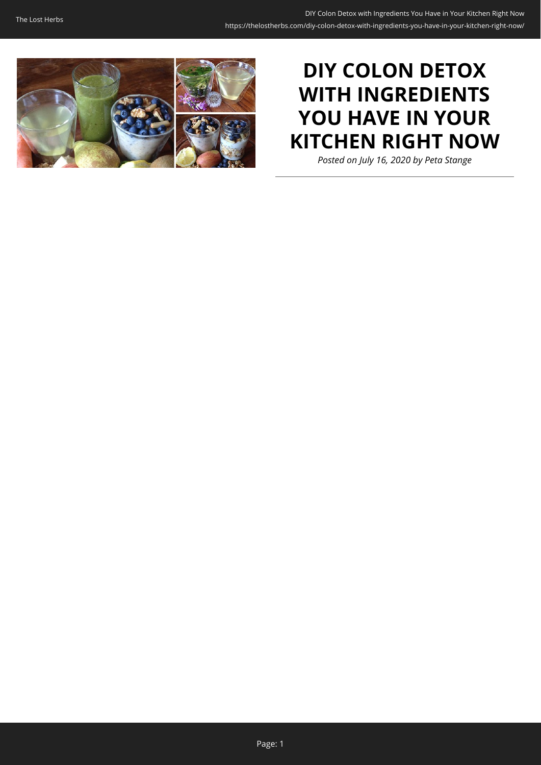# DIY COLON DETOX WITH INGREDIENTS YOU HAVE IN YOUR KITCHEN RIGHT NOW

*Posted on July 16, 2020 by Peta Stange*

---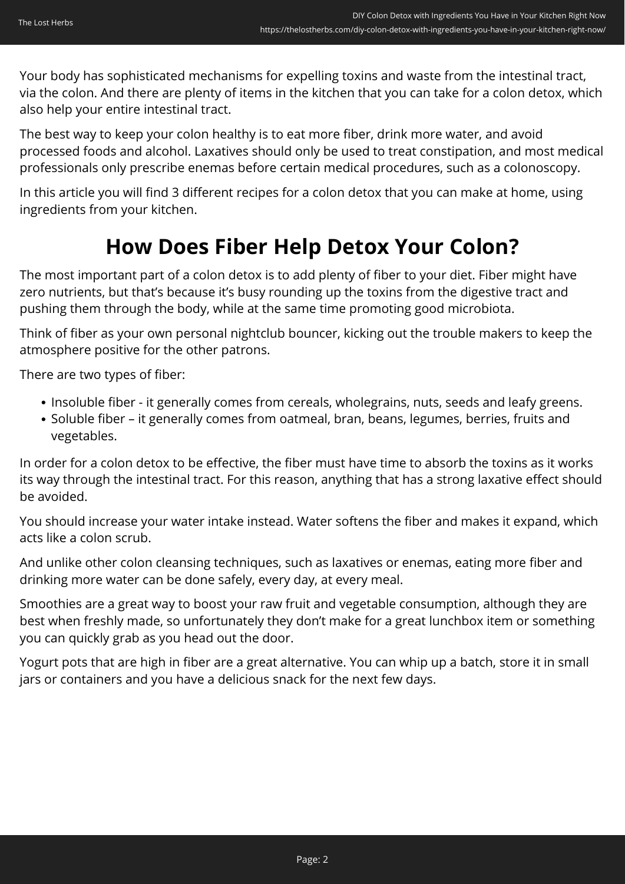Your body has sophisticated mechanisms for expelling toxins and waste from the intestinal tract, via the colon. And there are plenty of items in the kitchen that you can take for a colon detox, which also help your entire intestinal tract.

The best way to keep your colon healthy is to eat more fiber, drink more water, and avoid processed foods and alcohol. Laxatives should only be used to treat constipation, and most medical professionals only prescribe enemas before certain medical procedures, such as a colonoscopy.

In this article you will find 3 different recipes for a colon detox that you can make at home, using ingredients from your kitchen.

## How Does Fiber Help Detox Your Colon?

The most important part of a colon detox is to add plenty of fiber to your diet. Fiber might have zero nutrients, but that's because it's busy rounding up the toxins from the digestive tract and pushing them through the body, while at the same time promoting good microbiota.

Think of fiber as your own personal nightclub bouncer, kicking out the trouble makers to keep the atmosphere positive for the other patrons.

There are two types of fiber:

- Insoluble fiber - it generally comes from cereals, wholegrains, nuts, seeds and leafy greens.
- Soluble fiber – it generally comes from oatmeal, bran, beans, legumes, berries, fruits and vegetables.

In order for a colon detox to be effective, the fiber must have time to absorb the toxins as it works its way through the intestinal tract. For this reason, anything that has a strong laxative effect should be avoided.

You should increase your water intake instead. Water softens the fiber and makes it expand, which acts like a colon scrub.

And unlike other colon cleansing techniques, such as laxatives or enemas, eating more fiber and drinking more water can be done safely, every day, at every meal.

Smoothies are a great way to boost your raw fruit and vegetable consumption, although they are best when freshly made, so unfortunately they don't make for a great lunchbox item or something you can quickly grab as you head out the door.

Yogurt pots that are high in fiber are a great alternative. You can whip up a batch, store it in small jars or containers and you have a delicious snack for the next few days.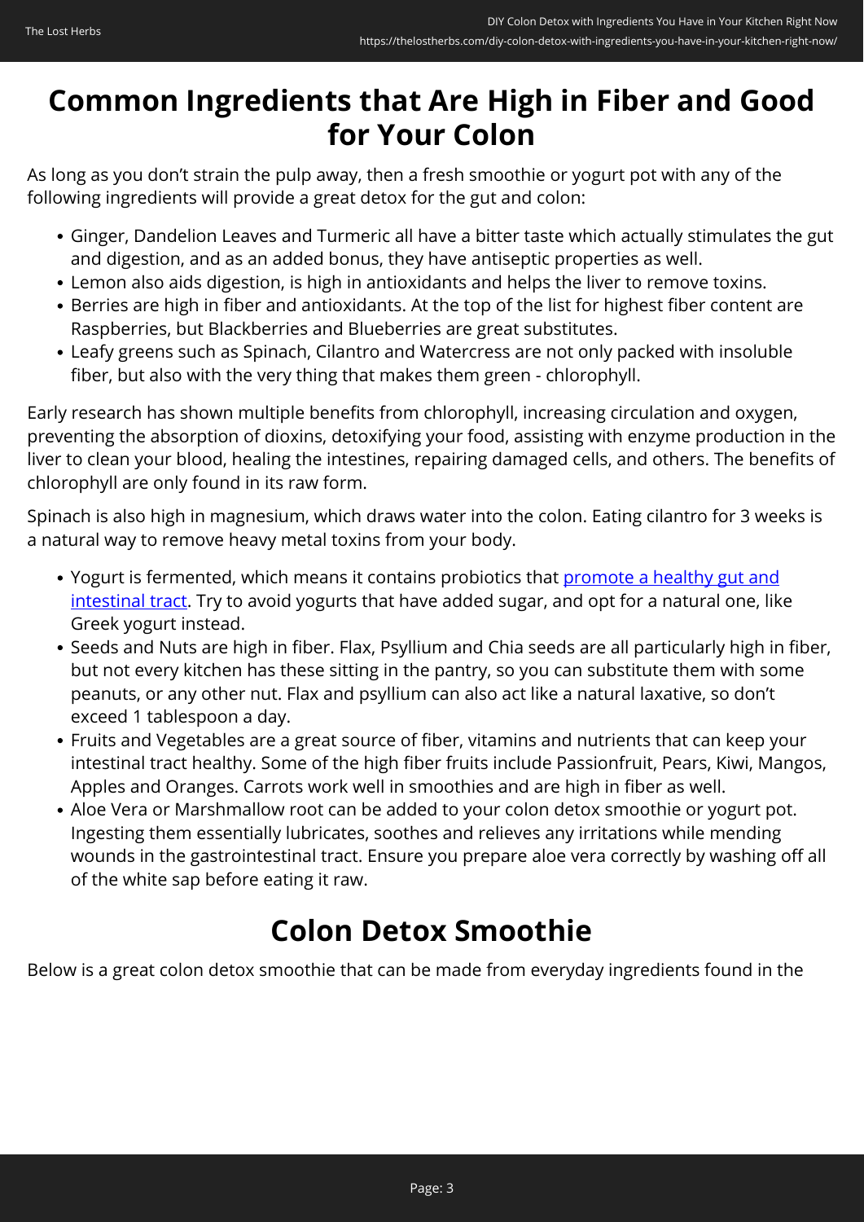## Common Ingredients that Are High in Fiber and Good for Your Colon

As long as you don't strain the pulp away, then a fresh smoothie or yogurt pot with any of the following ingredients will provide a great detox for the gut and colon:

- Ginger, Dandelion Leaves and Turmeric all have a bitter taste which actually stimulates the gut and digestion, and as an added bonus, they have antiseptic properties as well.
- Lemon also aids digestion, is high in antioxidants and helps the liver to remove toxins.
- Berries are high in fiber and antioxidants. At the top of the list for highest fiber content are Raspberries, but Blackberries and Blueberries are great substitutes.
- Leafy greens such as Spinach, Cilantro and Watercress are not only packed with insoluble fiber, but also with the very thing that makes them green - chlorophyll.

Early research has shown multiple benefits from chlorophyll, increasing circulation and oxygen, preventing the absorption of dioxins, detoxifying your food, assisting with enzyme production in the liver to clean your blood, healing the intestines, repairing damaged cells, and others. The benefits of chlorophyll are only found in its raw form.

Spinach is also high in magnesium, which draws water into the colon. Eating cilantro for 3 weeks is a natural way to remove heavy metal toxins from your body.

- Yogurt is fermented, which means it contains probiotics that promote a healthy gut and intestinal tract. Try to avoid yogurts that have added sugar, and opt for a natural one, like Greek yogurt instead.
- Seeds and Nuts are high in fiber. Flax, Psyllium and Chia seeds are all particularly high in fiber, but not every kitchen has these sitting in the pantry, so you can substitute them with some peanuts, or any other nut. Flax and psyllium can also act like a natural laxative, so don't exceed 1 tablespoon a day.
- Fruits and Vegetables are a great source of fiber, vitamins and nutrients that can keep your intestinal tract healthy. Some of the high fiber fruits include Passionfruit, Pears, Kiwi, Mangos, Apples and Oranges. Carrots work well in smoothies and are high in fiber as well.
- Aloe Vera or Marshmallow root can be added to your colon detox smoothie or yogurt pot. Ingesting them essentially lubricates, soothes and relieves any irritations while mending wounds in the gastrointestinal tract. Ensure you prepare aloe vera correctly by washing off all of the white sap before eating it raw.

## Colon Detox Smoothie

Below is a great colon detox smoothie that can be made from everyday ingredients found in the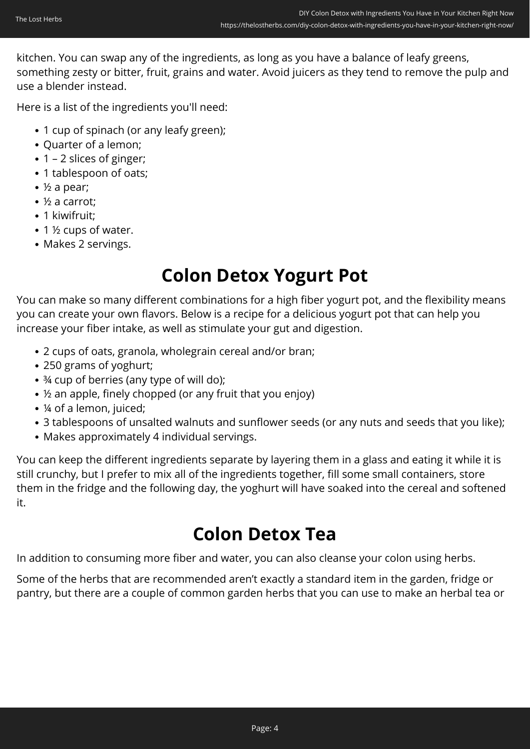kitchen. You can swap any of the ingredients, as long as you have a balance of leafy greens, something zesty or bitter, fruit, grains and water. Avoid juicers as they tend to remove the pulp and use a blender instead.

Here is a list of the ingredients you'll need:

- 1 cup of spinach (or any leafy green);
- Quarter of a lemon;
- 1 – 2 slices of ginger;
- 1 tablespoon of oats;
- ½ a pear;
- ½ a carrot;
- 1 kiwifruit;
- 1 ½ cups of water.
- Makes 2 servings.

## Colon Detox Yogurt Pot

You can make so many different combinations for a high fiber yogurt pot, and the flexibility means you can create your own flavors. Below is a recipe for a delicious yogurt pot that can help you increase your fiber intake, as well as stimulate your gut and digestion.

- 2 cups of oats, granola, wholegrain cereal and/or bran;
- 250 grams of yoghurt;
- ¾ cup of berries (any type of will do);
- ½ an apple, finely chopped (or any fruit that you enjoy)
- ¼ of a lemon, juiced;
- 3 tablespoons of unsalted walnuts and sunflower seeds (or any nuts and seeds that you like);
- Makes approximately 4 individual servings.

You can keep the different ingredients separate by layering them in a glass and eating it while it is still crunchy, but I prefer to mix all of the ingredients together, fill some small containers, store them in the fridge and the following day, the yoghurt will have soaked into the cereal and softened it.

## Colon Detox Tea

In addition to consuming more fiber and water, you can also cleanse your colon using herbs.

Some of the herbs that are recommended aren't exactly a standard item in the garden, fridge or pantry, but there are a couple of common garden herbs that you can use to make an herbal tea or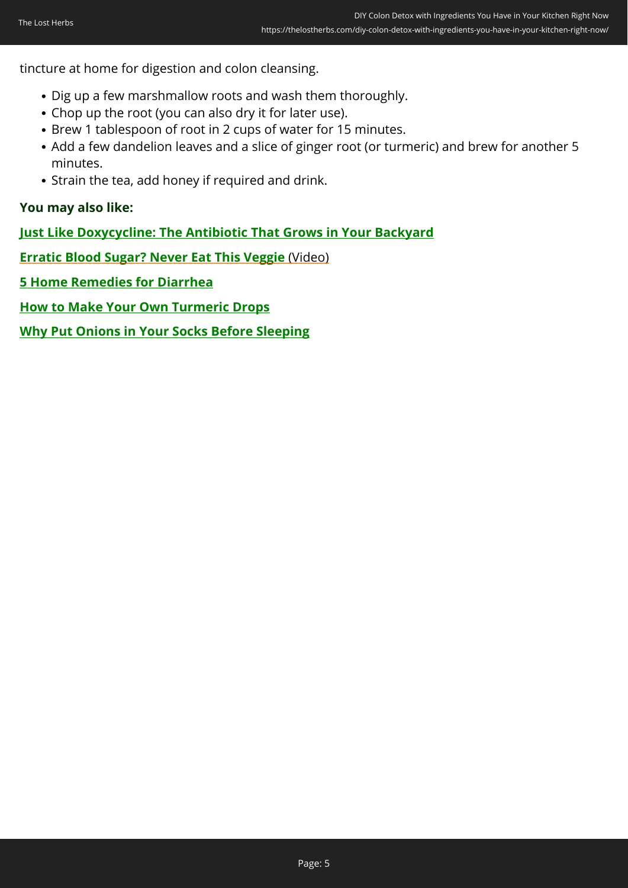tincture at home for digestion and colon cleansing.

- Dig up a few marshmallow roots and wash them thoroughly.
- Chop up the root (you can also dry it for later use).
- Brew 1 tablespoon of root in 2 cups of water for 15 minutes.
- Add a few dandelion leaves and a slice of ginger root (or turmeric) and brew for another 5 minutes.
- Strain the tea, add honey if required and drink.

**You may also like:**

**Just Like Doxycycline: The Antibiotic That Grows in Your Backyard**

**Erratic Blood Sugar? Never Eat This Veggie** (Video)

**5 Home Remedies for Diarrhea**

**How to Make Your Own Turmeric Drops**

**Why Put Onions in Your Socks Before Sleeping**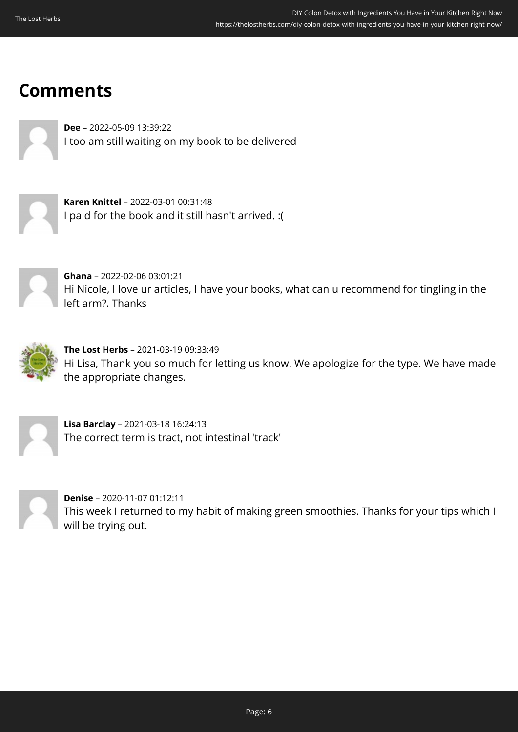## Comments

**Dee** – 2022-05-09 13:39:22
I too am still waiting on my book to be delivered

**Karen Knittel** – 2022-03-01 00:31:48
I paid for the book and it still hasn't arrived. :(

**Ghana** – 2022-02-06 03:01:21
Hi Nicole, I love ur articles, I have your books, what can u recommend for tingling in the left arm?. Thanks

**The Lost Herbs** – 2021-03-19 09:33:49
Hi Lisa, Thank you so much for letting us know. We apologize for the type. We have made the appropriate changes.

**Lisa Barclay** – 2021-03-18 16:24:13
The correct term is tract, not intestinal 'track'

**Denise** – 2020-11-07 01:12:11
This week I returned to my habit of making green smoothies. Thanks for your tips which I will be trying out.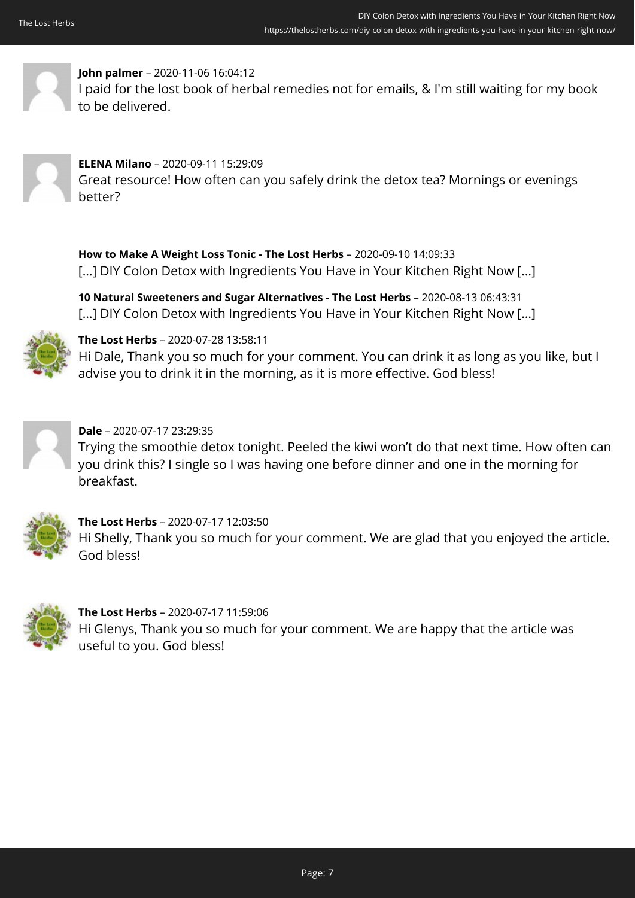**John palmer** – 2020-11-06 16:04:12
I paid for the lost book of herbal remedies not for emails, & I'm still waiting for my book to be delivered.

**ELENA Milano** – 2020-09-11 15:29:09
Great resource! How often can you safely drink the detox tea? Mornings or evenings better?

**How to Make A Weight Loss Tonic - The Lost Herbs** – 2020-09-10 14:09:33
[...] DIY Colon Detox with Ingredients You Have in Your Kitchen Right Now [...]

**10 Natural Sweeteners and Sugar Alternatives - The Lost Herbs** – 2020-08-13 06:43:31
[...] DIY Colon Detox with Ingredients You Have in Your Kitchen Right Now [...]

**The Lost Herbs** – 2020-07-28 13:58:11
Hi Dale, Thank you so much for your comment. You can drink it as long as you like, but I advise you to drink it in the morning, as it is more effective. God bless!

**Dale** – 2020-07-17 23:29:35
Trying the smoothie detox tonight. Peeled the kiwi won't do that next time. How often can you drink this? I single so I was having one before dinner and one in the morning for breakfast.

**The Lost Herbs** – 2020-07-17 12:03:50
Hi Shelly, Thank you so much for your comment. We are glad that you enjoyed the article. God bless!

**The Lost Herbs** – 2020-07-17 11:59:06
Hi Glenys, Thank you so much for your comment. We are happy that the article was useful to you. God bless!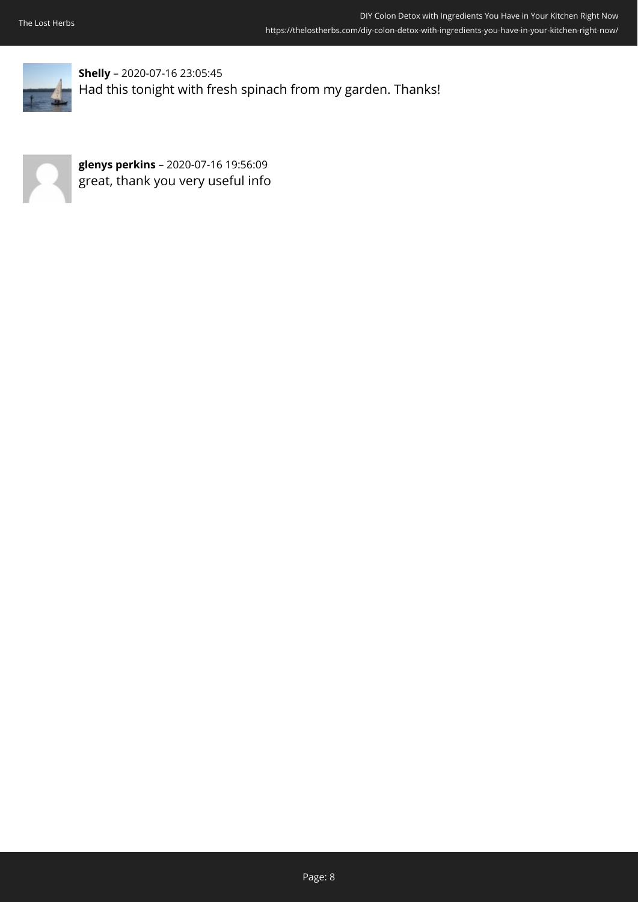**Shelly** – 2020-07-16 23:05:45
Had this tonight with fresh spinach from my garden. Thanks!

**glenys perkins** – 2020-07-16 19:56:09
great, thank you very useful info